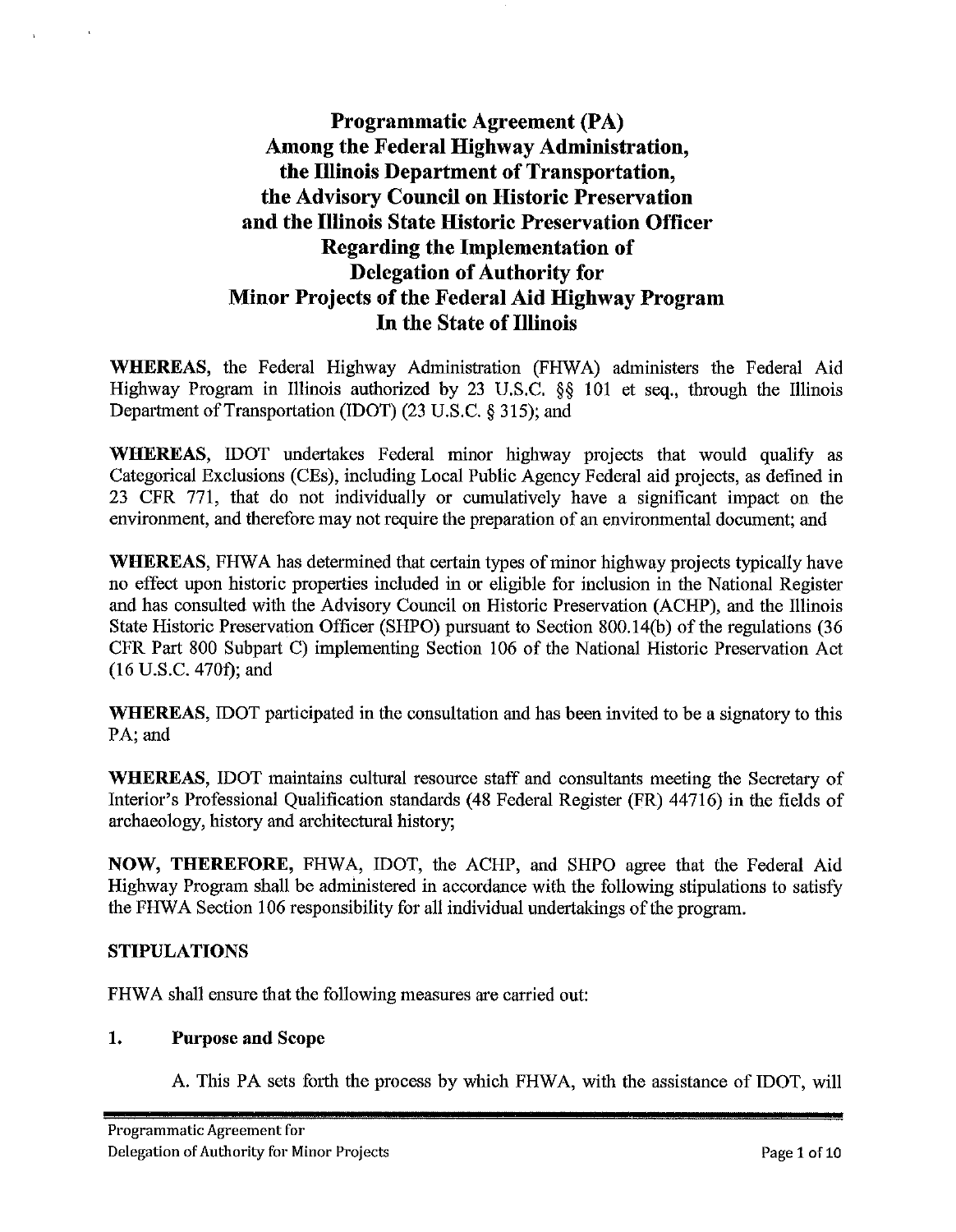# Programmatic Agreement (PA) Among the Federal Highway Administration, the Illinois Department of Transportation, the Advisory Council on Historic Preservation and the Illinois State Historic Preservation Officer Regarding the Implementation of Delegation of Authority for Minor Projects of the Federal Aid Highway Program In the State of Illinois

**WHEREAS**, the Federal Highway Administration (FHWA) administers the Federal Aid Highway Program in Illinois authorized by 23 U.S.C. §§ 101 et seq., through the Illinois Department of Transportation (IDOT) (23 U.S.C. § 315); and

**WHEREAS**, IDOT undertakes Federal minor highway projects that would qualify as Categorical Exclusions (CEs), including Local Public Agency Federal aid projects, as defined in 23 CFR 771, that do not individually or cumulatively have a significant impact on the environment, and therefore may not require the preparation of an environmental document; and

**WHEREAS**, FHWA has determined that certain types of minor highway projects typically have no effect upon historic properties included in or eligible for inclusion in the National Register and has consulted with the Advisory Council on Historic Preservation (ACHP), and the Illinois State Historic Preservation Officer (SHPO) pursuant to Section 800.14(b) of the regulations (36 CFR Part 800 Subpart C) implementing Section 106 of the National Historic Preservation Act (16 U.S.C. 470f); and

**WHEREAS**, IDOT participated in the consultation and has been invited to be a signatory to this PA; and

**WHEREAS**, IDOT maintains cultural resource staff and consultants meeting the Secretary of Interior's Professional Qualification standards (48 Federal Register (FR) 44716) in the fields of archaeology, history and architectural history;

**NOW, THEREFORE,** FHWA, IDOT, the ACHP, and SHPO agree that the Federal Aid Highway Program shall be administered in accordance with the following stipulations to satisfy the FHWA Section 106 responsibility for all individual undertakings of the program.

## STIPULATIONS

FHWA shall ensure that the following measures are carried out:

### 1. Purpose and Scope

A. This PA sets forth the process by which FHWA, with the assistance of IDOT, will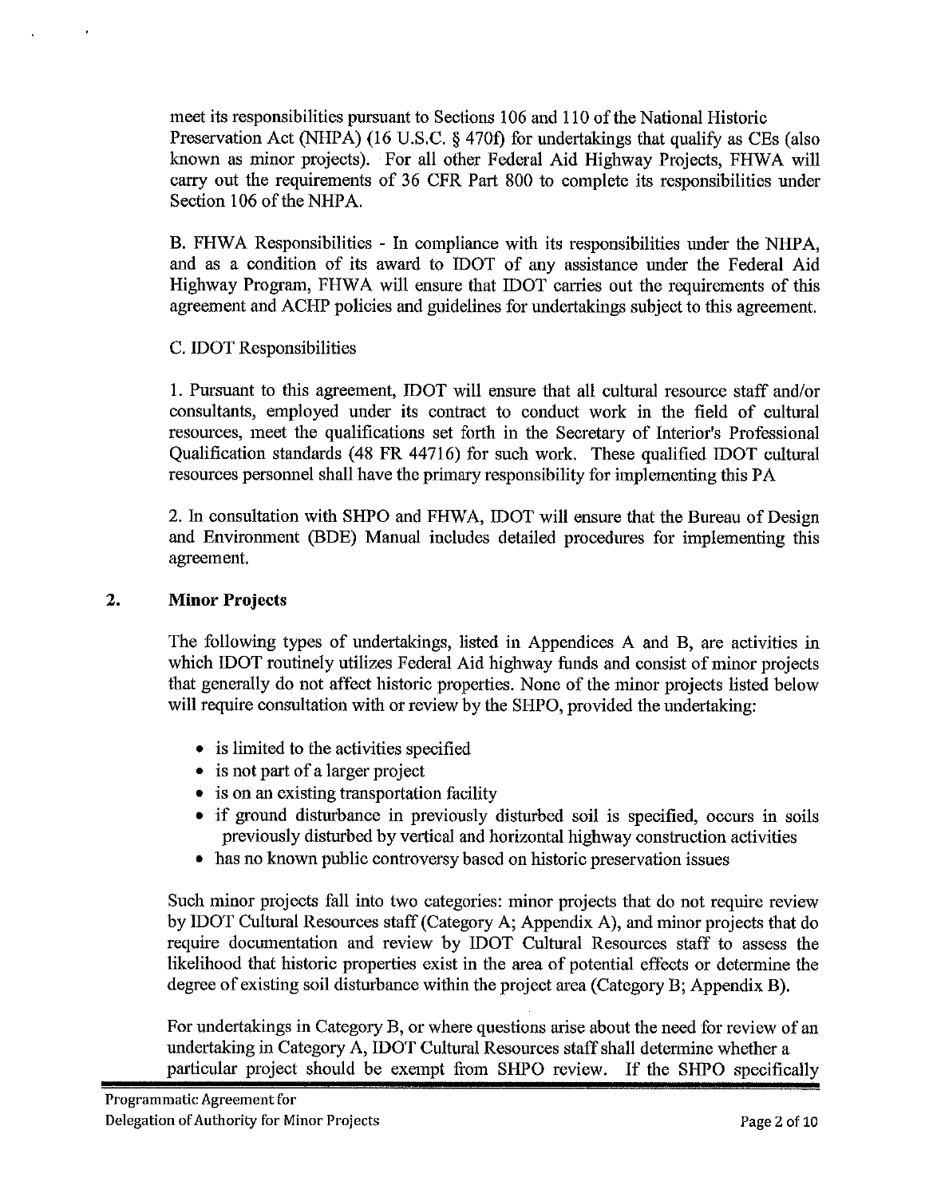meet its responsibilities pursuant to Sections 106 and 110 of the National Historic Preservation Act (NHPA) (16 U.S.C. § 470f) for undertakings that qualify as CEs (also known as minor projects). For all other Federal Aid Highway Projects, FHWA will carry out the requirements of 36 CFR Part 800 to complete its responsibilities under Section 106 of the NHPA.

B. FHWA Responsibilities - In compliance with its responsibilities under the NHPA, and as a condition of its award to IDOT of any assistance under the Federal Aid Highway Program, FHWA will ensure that IDOT carries out the requirements of this agreement and ACHP policies and guidelines for undertakings subject to this agreement.

C. IDOT Responsibilities

1. Pursuant to this agreement, IDOT will ensure that all cultural resource staff and/or consultants, employed under its contract to conduct work in the field of cultural resources, meet the qualifications set forth in the Secretary of Interior's Professional Qualification standards (48 FR 44716) for such work. These qualified IDOT cultural resources personnel shall have the primary responsibility for implementing this PA

2. In consultation with SHPO and FHWA, IDOT will ensure that the Bureau of Design and Environment (BDE) Manual includes detailed procedures for implementing this agreement.

## 2. Minor Projects

The following types of undertakings, listed in Appendices A and B, are activities in which IDOT routinely utilizes Federal Aid highway funds and consist of minor projects that generally do not affect historic properties. None of the minor projects listed below will require consultation with or review by the SHPO, provided the undertaking:

- is limited to the activities specified
- is not part of a larger project
- is on an existing transportation facility
- if ground disturbance in previously disturbed soil is specified, occurs in soils previously disturbed by vertical and horizontal highway construction activities
- has no known public controversy based on historic preservation issues

Such minor projects fall into two categories: minor projects that do not require review by IDOT Cultural Resources staff (Category A; Appendix A), and minor projects that do require documentation and review by IDOT Cultural Resources staff to assess the likelihood that historic properties exist in the area of potential effects or determine the degree of existing soil disturbance within the project area (Category B; Appendix B).

For undertakings in Category B, or where questions arise about the need for review of an undertaking in Category A, IDOT Cultural Resources staff shall determine whether a particular project should be exempt from SHPO review. If the SHPO specifically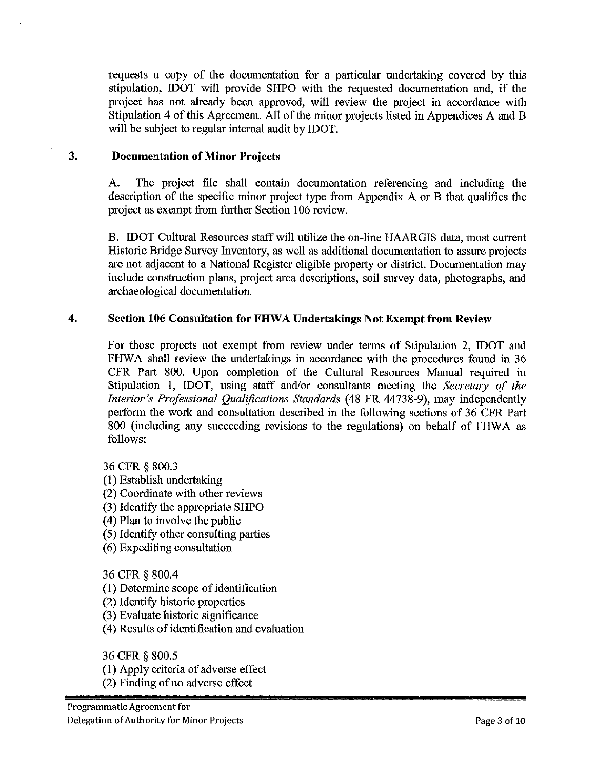requests a copy of the documentation for a particular undertaking covered by this stipulation, IDOT will provide SHPO with the requested documentation and, if the project has not already been approved, will review the project in accordance with Stipulation 4 of this Agreement. All of the minor projects listed in Appendices A and B will be subject to regular internal audit by IDOT.

## 3. Documentation of Minor Projects

A. The project file shall contain documentation referencing and including the description of the specific minor project type from Appendix A or B that qualifies the project as exempt from further Section 106 review.

B. IDOT Cultural Resources staff will utilize the on-line HAARGIS data, most current Historic Bridge Survey Inventory, as well as additional documentation to assure projects are not adjacent to a National Register eligible property or district. Documentation may include construction plans, project area descriptions, soil survey data, photographs, and archaeological documentation.

## 4. Section 106 Consultation for FHWA Undertakings Not Exempt from Review

For those projects not exempt from review under terms of Stipulation 2, IDOT and FHWA shall review the undertakings in accordance with the procedures found in 36 CFR Part 800. Upon completion of the Cultural Resources Manual required in Stipulation 1, IDOT, using staff and/or consultants meeting the *Secretary of the Interior's Professional Qualifications Standards* (48 FR 44738-9), may independently perform the work and consultation described in the following sections of 36 CFR Part 800 (including any succeeding revisions to the regulations) on behalf of FHWA as follows:

36 CFR § 800.3
(1) Establish undertaking
(2) Coordinate with other reviews
(3) Identify the appropriate SHPO
(4) Plan to involve the public
(5) Identify other consulting parties
(6) Expediting consultation

36 CFR § 800.4
(1) Determine scope of identification
(2) Identify historic properties
(3) Evaluate historic significance
(4) Results of identification and evaluation

36 CFR § 800.5
(1) Apply criteria of adverse effect
(2) Finding of no adverse effect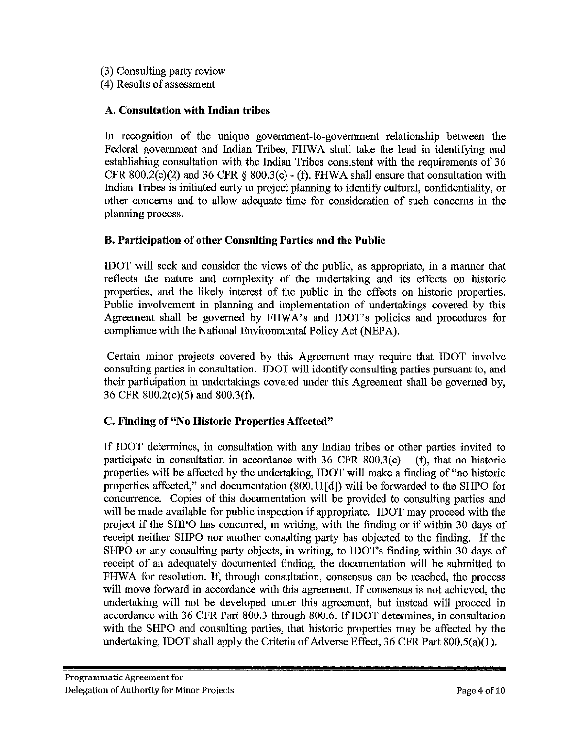(3) Consulting party review
(4) Results of assessment

### A. Consultation with Indian tribes

In recognition of the unique government-to-government relationship between the Federal government and Indian Tribes, FHWA shall take the lead in identifying and establishing consultation with the Indian Tribes consistent with the requirements of 36 CFR 800.2(c)(2) and 36 CFR § 800.3(c) - (f). FHWA shall ensure that consultation with Indian Tribes is initiated early in project planning to identify cultural, confidentiality, or other concerns and to allow adequate time for consideration of such concerns in the planning process.

### B. Participation of other Consulting Parties and the Public

IDOT will seek and consider the views of the public, as appropriate, in a manner that reflects the nature and complexity of the undertaking and its effects on historic properties, and the likely interest of the public in the effects on historic properties. Public involvement in planning and implementation of undertakings covered by this Agreement shall be governed by FHWA's and IDOT's policies and procedures for compliance with the National Environmental Policy Act (NEPA).

Certain minor projects covered by this Agreement may require that IDOT involve consulting parties in consultation. IDOT will identify consulting parties pursuant to, and their participation in undertakings covered under this Agreement shall be governed by, 36 CFR 800.2(c)(5) and 800.3(f).

### C. Finding of "No Historic Properties Affected"

If IDOT determines, in consultation with any Indian tribes or other parties invited to participate in consultation in accordance with 36 CFR 800.3(c) – (f), that no historic properties will be affected by the undertaking, IDOT will make a finding of "no historic properties affected," and documentation (800.11[d]) will be forwarded to the SHPO for concurrence. Copies of this documentation will be provided to consulting parties and will be made available for public inspection if appropriate. IDOT may proceed with the project if the SHPO has concurred, in writing, with the finding or if within 30 days of receipt neither SHPO nor another consulting party has objected to the finding. If the SHPO or any consulting party objects, in writing, to IDOT's finding within 30 days of receipt of an adequately documented finding, the documentation will be submitted to FHWA for resolution. If, through consultation, consensus can be reached, the process will move forward in accordance with this agreement. If consensus is not achieved, the undertaking will not be developed under this agreement, but instead will proceed in accordance with 36 CFR Part 800.3 through 800.6. If IDOT determines, in consultation with the SHPO and consulting parties, that historic properties may be affected by the undertaking, IDOT shall apply the Criteria of Adverse Effect, 36 CFR Part 800.5(a)(1).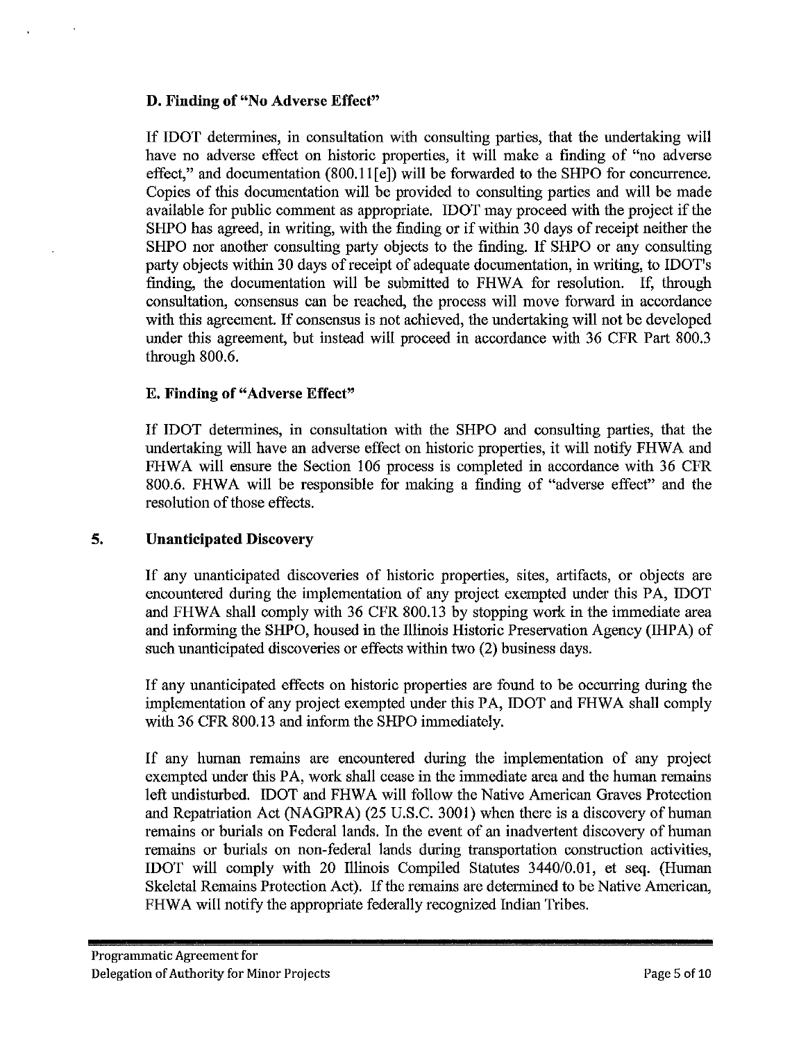### D. Finding of "No Adverse Effect"

If IDOT determines, in consultation with consulting parties, that the undertaking will have no adverse effect on historic properties, it will make a finding of "no adverse effect," and documentation (800.11[e]) will be forwarded to the SHPO for concurrence. Copies of this documentation will be provided to consulting parties and will be made available for public comment as appropriate. IDOT may proceed with the project if the SHPO has agreed, in writing, with the finding or if within 30 days of receipt neither the SHPO nor another consulting party objects to the finding. If SHPO or any consulting party objects within 30 days of receipt of adequate documentation, in writing, to IDOT's finding, the documentation will be submitted to FHWA for resolution. If, through consultation, consensus can be reached, the process will move forward in accordance with this agreement. If consensus is not achieved, the undertaking will not be developed under this agreement, but instead will proceed in accordance with 36 CFR Part 800.3 through 800.6.

### E. Finding of "Adverse Effect"

If IDOT determines, in consultation with the SHPO and consulting parties, that the undertaking will have an adverse effect on historic properties, it will notify FHWA and FHWA will ensure the Section 106 process is completed in accordance with 36 CFR 800.6. FHWA will be responsible for making a finding of "adverse effect" and the resolution of those effects.

## 5. Unanticipated Discovery

If any unanticipated discoveries of historic properties, sites, artifacts, or objects are encountered during the implementation of any project exempted under this PA, IDOT and FHWA shall comply with 36 CFR 800.13 by stopping work in the immediate area and informing the SHPO, housed in the Illinois Historic Preservation Agency (IHPA) of such unanticipated discoveries or effects within two (2) business days.

If any unanticipated effects on historic properties are found to be occurring during the implementation of any project exempted under this PA, IDOT and FHWA shall comply with 36 CFR 800.13 and inform the SHPO immediately.

If any human remains are encountered during the implementation of any project exempted under this PA, work shall cease in the immediate area and the human remains left undisturbed. IDOT and FHWA will follow the Native American Graves Protection and Repatriation Act (NAGPRA) (25 U.S.C. 3001) when there is a discovery of human remains or burials on Federal lands. In the event of an inadvertent discovery of human remains or burials on non-federal lands during transportation construction activities, IDOT will comply with 20 Illinois Compiled Statutes 3440/0.01, et seq. (Human Skeletal Remains Protection Act). If the remains are determined to be Native American, FHWA will notify the appropriate federally recognized Indian Tribes.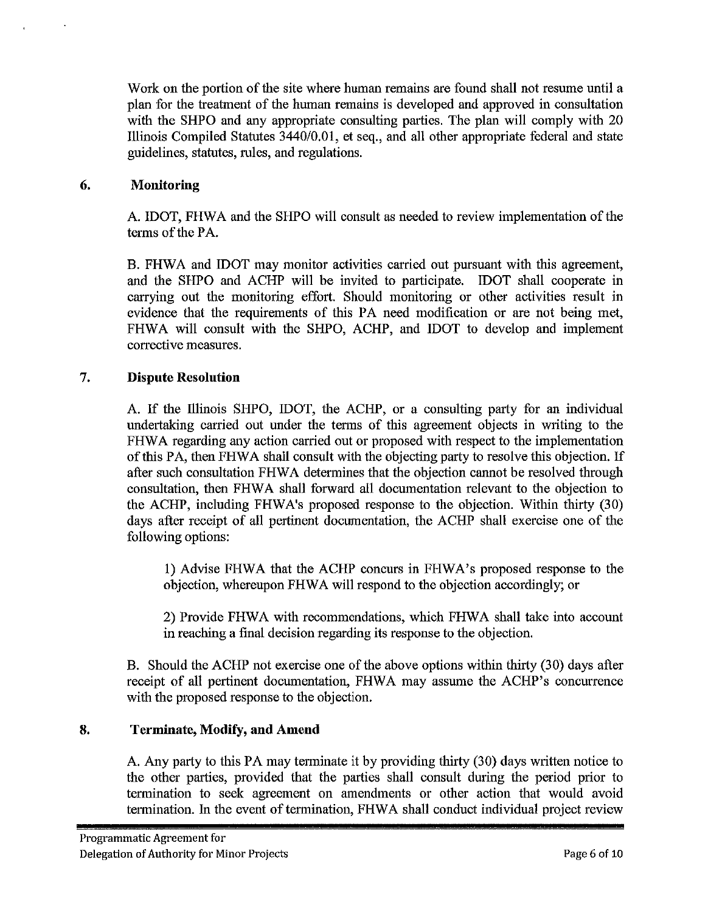Work on the portion of the site where human remains are found shall not resume until a plan for the treatment of the human remains is developed and approved in consultation with the SHPO and any appropriate consulting parties. The plan will comply with 20 Illinois Compiled Statutes 3440/0.01, et seq., and all other appropriate federal and state guidelines, statutes, rules, and regulations.

## 6. Monitoring

A. IDOT, FHWA and the SHPO will consult as needed to review implementation of the terms of the PA.

B. FHWA and IDOT may monitor activities carried out pursuant with this agreement, and the SHPO and ACHP will be invited to participate. IDOT shall cooperate in carrying out the monitoring effort. Should monitoring or other activities result in evidence that the requirements of this PA need modification or are not being met, FHWA will consult with the SHPO, ACHP, and IDOT to develop and implement corrective measures.

## 7. Dispute Resolution

A. If the Illinois SHPO, IDOT, the ACHP, or a consulting party for an individual undertaking carried out under the terms of this agreement objects in writing to the FHWA regarding any action carried out or proposed with respect to the implementation of this PA, then FHWA shall consult with the objecting party to resolve this objection. If after such consultation FHWA determines that the objection cannot be resolved through consultation, then FHWA shall forward all documentation relevant to the objection to the ACHP, including FHWA's proposed response to the objection. Within thirty (30) days after receipt of all pertinent documentation, the ACHP shall exercise one of the following options:

1) Advise FHWA that the ACHP concurs in FHWA's proposed response to the objection, whereupon FHWA will respond to the objection accordingly; or

2) Provide FHWA with recommendations, which FHWA shall take into account in reaching a final decision regarding its response to the objection.

B. Should the ACHP not exercise one of the above options within thirty (30) days after receipt of all pertinent documentation, FHWA may assume the ACHP's concurrence with the proposed response to the objection.

## 8. Terminate, Modify, and Amend

A. Any party to this PA may terminate it by providing thirty (30) days written notice to the other parties, provided that the parties shall consult during the period prior to termination to seek agreement on amendments or other action that would avoid termination. In the event of termination, FHWA shall conduct individual project review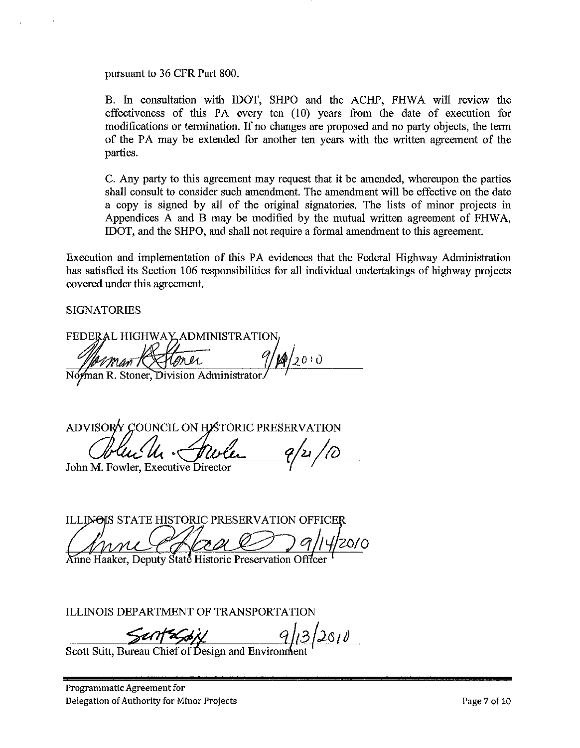pursuant to 36 CFR Part 800.

B. In consultation with IDOT, SHPO and the ACHP, FHWA will review the effectiveness of this PA every ten (10) years from the date of execution for modifications or termination. If no changes are proposed and no party objects, the term of the PA may be extended for another ten years with the written agreement of the parties.

C. Any party to this agreement may request that it be amended, whereupon the parties shall consult to consider such amendment. The amendment will be effective on the date a copy is signed by all of the original signatories. The lists of minor projects in Appendices A and B may be modified by the mutual written agreement of FHWA, IDOT, and the SHPO, and shall not require a formal amendment to this agreement.

Execution and implementation of this PA evidences that the Federal Highway Administration has satisfied its Section 106 responsibilities for all individual undertakings of highway projects covered under this agreement.

SIGNATORIES

FEDERAL HIGHWAY ADMINISTRATION

9/14/2010

Norman R. Stoner, Division Administrator

ADVISORY COUNCIL ON HISTORIC PRESERVATION

9/21/10

John M. Fowler, Executive Director

ILLINOIS STATE HISTORIC PRESERVATION OFFICER

9/14/2010

Anne Haaker, Deputy State Historic Preservation Officer

ILLINOIS DEPARTMENT OF TRANSPORTATION

9/13/2010

Scott Stitt, Bureau Chief of Design and Environment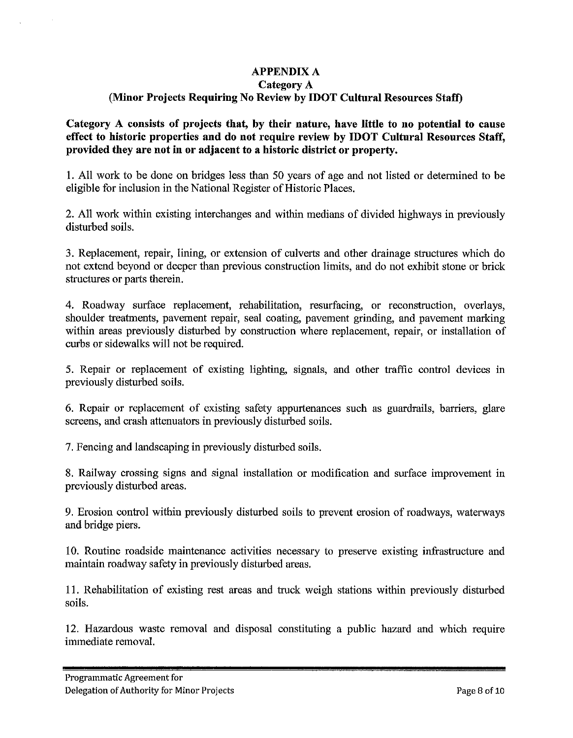# APPENDIX A

## Category A

## (Minor Projects Requiring No Review by IDOT Cultural Resources Staff)

**Category A consists of projects that, by their nature, have little to no potential to cause effect to historic properties and do not require review by IDOT Cultural Resources Staff, provided they are not in or adjacent to a historic district or property.**

1. All work to be done on bridges less than 50 years of age and not listed or determined to be eligible for inclusion in the National Register of Historic Places.

2. All work within existing interchanges and within medians of divided highways in previously disturbed soils.

3. Replacement, repair, lining, or extension of culverts and other drainage structures which do not extend beyond or deeper than previous construction limits, and do not exhibit stone or brick structures or parts therein.

4. Roadway surface replacement, rehabilitation, resurfacing, or reconstruction, overlays, shoulder treatments, pavement repair, seal coating, pavement grinding, and pavement marking within areas previously disturbed by construction where replacement, repair, or installation of curbs or sidewalks will not be required.

5. Repair or replacement of existing lighting, signals, and other traffic control devices in previously disturbed soils.

6. Repair or replacement of existing safety appurtenances such as guardrails, barriers, glare screens, and crash attenuators in previously disturbed soils.

7. Fencing and landscaping in previously disturbed soils.

8. Railway crossing signs and signal installation or modification and surface improvement in previously disturbed areas.

9. Erosion control within previously disturbed soils to prevent erosion of roadways, waterways and bridge piers.

10. Routine roadside maintenance activities necessary to preserve existing infrastructure and maintain roadway safety in previously disturbed areas.

11. Rehabilitation of existing rest areas and truck weigh stations within previously disturbed soils.

12. Hazardous waste removal and disposal constituting a public hazard and which require immediate removal.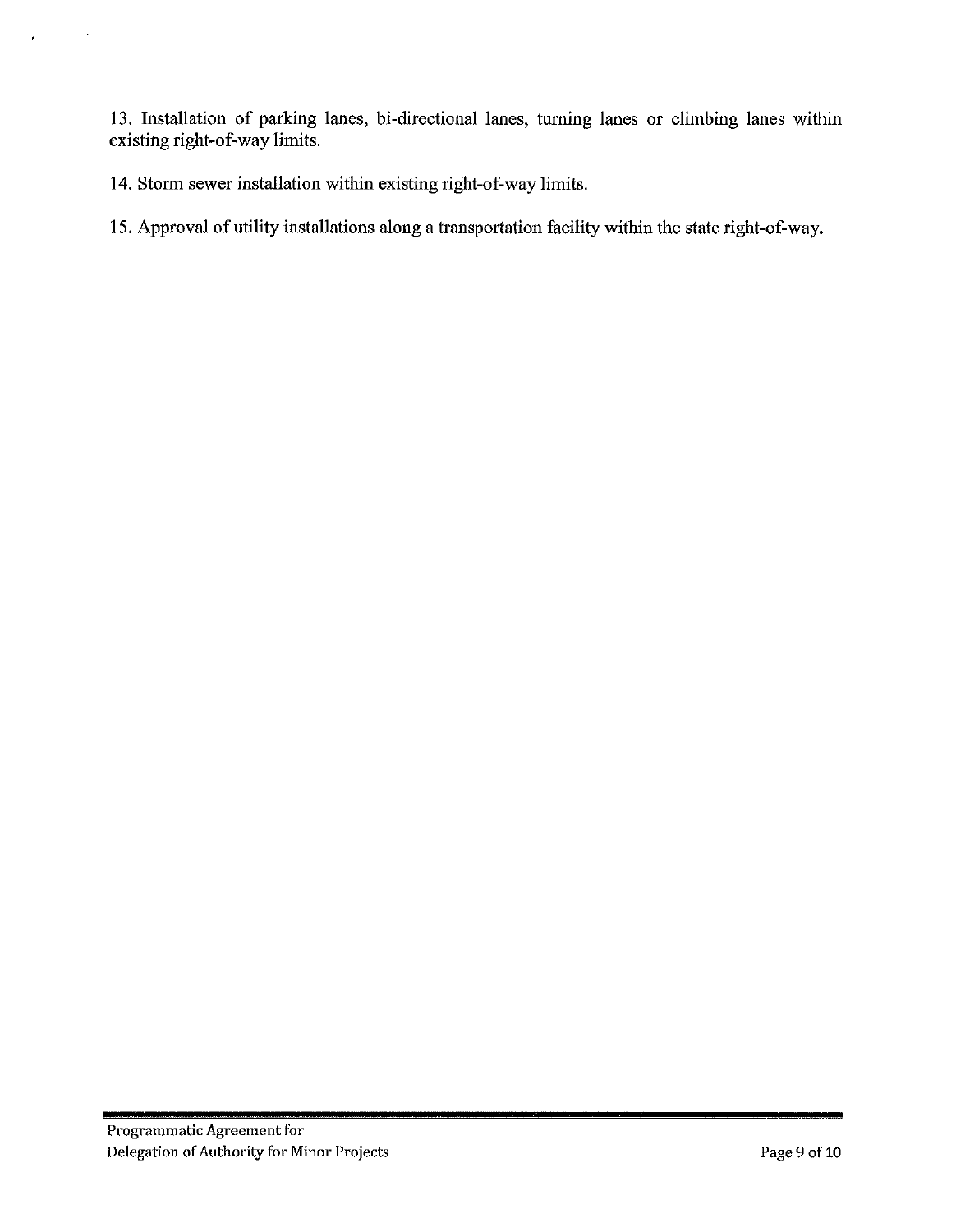13. Installation of parking lanes, bi-directional lanes, turning lanes or climbing lanes within existing right-of-way limits.

14. Storm sewer installation within existing right-of-way limits.

15. Approval of utility installations along a transportation facility within the state right-of-way.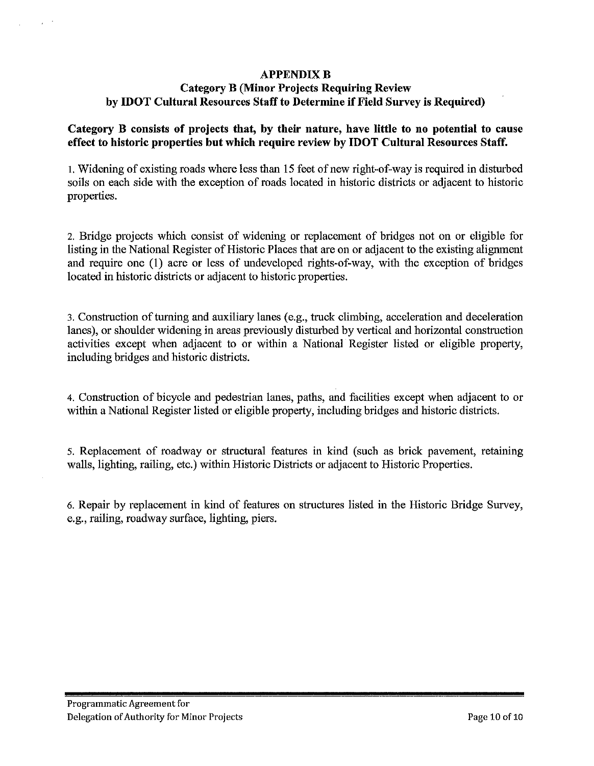# APPENDIX B
## Category B (Minor Projects Requiring Review by IDOT Cultural Resources Staff to Determine if Field Survey is Required)

**Category B consists of projects that, by their nature, have little to no potential to cause effect to historic properties but which require review by IDOT Cultural Resources Staff.**

1. Widening of existing roads where less than 15 feet of new right-of-way is required in disturbed soils on each side with the exception of roads located in historic districts or adjacent to historic properties.

2. Bridge projects which consist of widening or replacement of bridges not on or eligible for listing in the National Register of Historic Places that are on or adjacent to the existing alignment and require one (1) acre or less of undeveloped rights-of-way, with the exception of bridges located in historic districts or adjacent to historic properties.

3. Construction of turning and auxiliary lanes (e.g., truck climbing, acceleration and deceleration lanes), or shoulder widening in areas previously disturbed by vertical and horizontal construction activities except when adjacent to or within a National Register listed or eligible property, including bridges and historic districts.

4. Construction of bicycle and pedestrian lanes, paths, and facilities except when adjacent to or within a National Register listed or eligible property, including bridges and historic districts.

5. Replacement of roadway or structural features in kind (such as brick pavement, retaining walls, lighting, railing, etc.) within Historic Districts or adjacent to Historic Properties.

6. Repair by replacement in kind of features on structures listed in the Historic Bridge Survey, e.g., railing, roadway surface, lighting, piers.